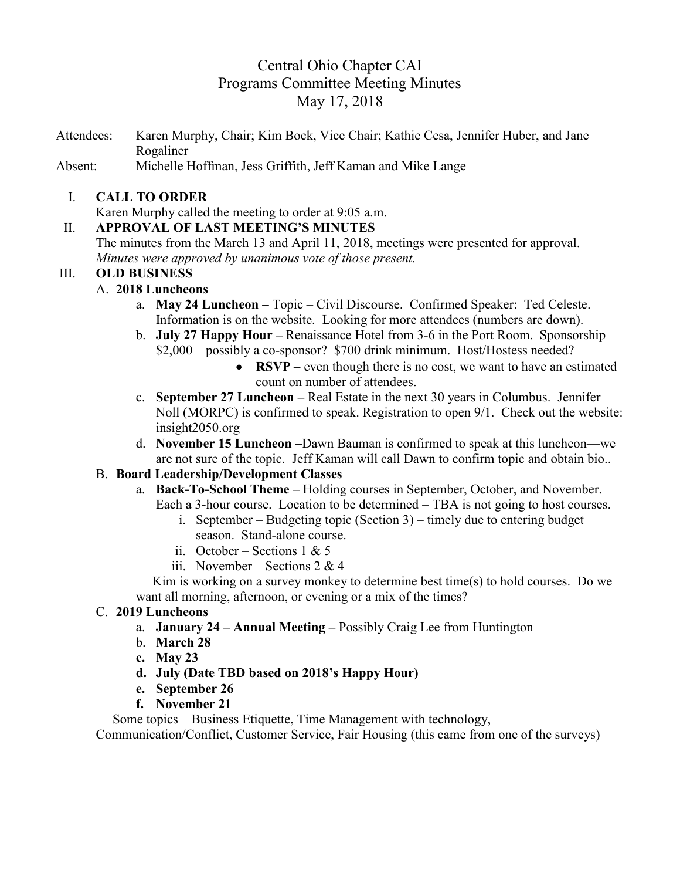# Central Ohio Chapter CAI
## Programs Committee Meeting Minutes
## May 17, 2018

Attendees: Karen Murphy, Chair; Kim Bock, Vice Chair; Kathie Cesa, Jennifer Huber, and Jane Rogaliner

Absent: Michelle Hoffman, Jess Griffith, Jeff Kaman and Mike Lange

I. **CALL TO ORDER**

Karen Murphy called the meeting to order at 9:05 a.m.

II. **APPROVAL OF LAST MEETING'S MINUTES**

The minutes from the March 13 and April 11, 2018, meetings were presented for approval. *Minutes were approved by unanimous vote of those present.*

III. **OLD BUSINESS**

A. **2018 Luncheons**

a. **May 24 Luncheon –** Topic – Civil Discourse. Confirmed Speaker: Ted Celeste. Information is on the website. Looking for more attendees (numbers are down).

b. **July 27 Happy Hour –** Renaissance Hotel from 3-6 in the Port Room. Sponsorship $2,000—possibly a co-sponsor? $700 drink minimum. Host/Hostess needed?

- **RSVP –** even though there is no cost, we want to have an estimated count on number of attendees.

c. **September 27 Luncheon –** Real Estate in the next 30 years in Columbus. Jennifer Noll (MORPC) is confirmed to speak. Registration to open 9/1. Check out the website: insight2050.org

d. **November 15 Luncheon –**Dawn Bauman is confirmed to speak at this luncheon—we are not sure of the topic. Jeff Kaman will call Dawn to confirm topic and obtain bio..

B. **Board Leadership/Development Classes**

a. **Back-To-School Theme –** Holding courses in September, October, and November. Each a 3-hour course. Location to be determined – TBA is not going to host courses.

i. September – Budgeting topic (Section 3) – timely due to entering budget season. Stand-alone course.

ii. October – Sections 1 & 5

iii. November – Sections 2 & 4

Kim is working on a survey monkey to determine best time(s) to hold courses. Do we want all morning, afternoon, or evening or a mix of the times?

C. **2019 Luncheons**

a. **January 24 – Annual Meeting –** Possibly Craig Lee from Huntington

b. **March 28**

c. **May 23**

d. **July (Date TBD based on 2018's Happy Hour)**

e. **September 26**

f. **November 21**

Some topics – Business Etiquette, Time Management with technology, Communication/Conflict, Customer Service, Fair Housing (this came from one of the surveys)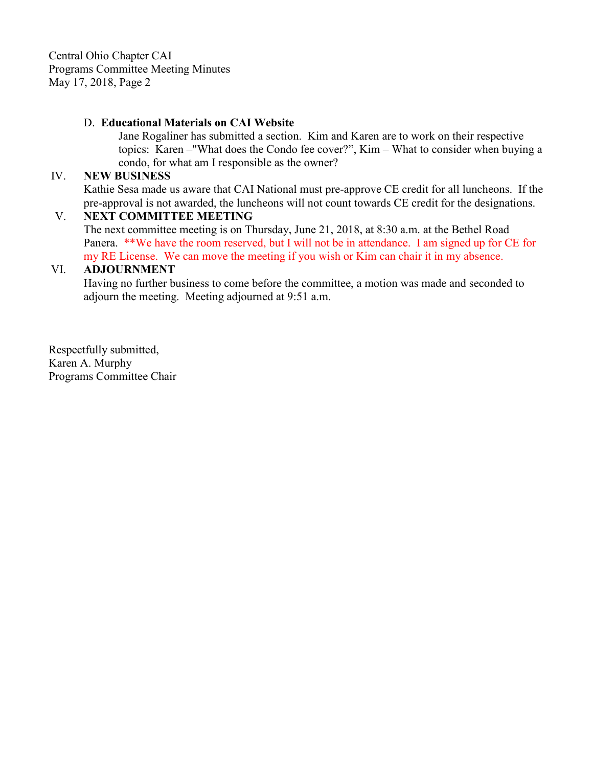D. **Educational Materials on CAI Website**

Jane Rogaliner has submitted a section. Kim and Karen are to work on their respective topics: Karen –"What does the Condo fee cover?", Kim – What to consider when buying a condo, for what am I responsible as the owner?

IV. **NEW BUSINESS**

Kathie Sesa made us aware that CAI National must pre-approve CE credit for all luncheons. If the pre-approval is not awarded, the luncheons will not count towards CE credit for the designations.

V. **NEXT COMMITTEE MEETING**

The next committee meeting is on Thursday, June 21, 2018, at 8:30 a.m. at the Bethel Road Panera. **We have the room reserved, but I will not be in attendance. I am signed up for CE for my RE License. We can move the meeting if you wish or Kim can chair it in my absence.

VI. **ADJOURNMENT**

Having no further business to come before the committee, a motion was made and seconded to adjourn the meeting. Meeting adjourned at 9:51 a.m.

Respectfully submitted,
Karen A. Murphy
Programs Committee Chair